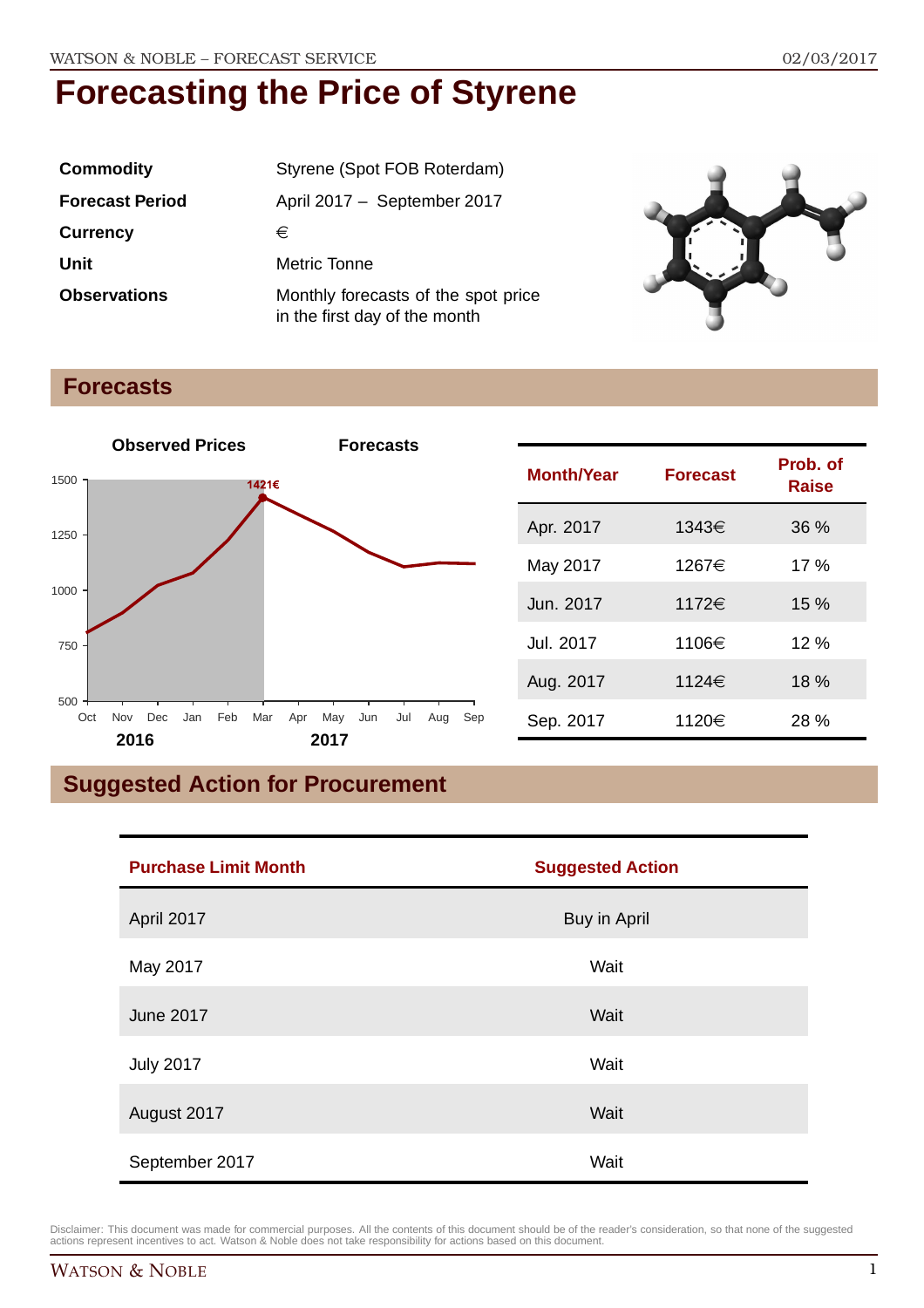# Forecasting the Price of Styrene

| | |
|---|---|
| **Commodity** | Styrene (Spot FOB Roterdam) |
| **Forecast Period** | April 2017 – September 2017 |
| **Currency** | € |
| **Unit** | Metric Tonne |
| **Observations** | Monthly forecasts of the spot price in the first day of the month |

## Forecasts

| Month/Year | Forecast | Prob. of Raise |
|---|---|---|
| Apr. 2017 | 1343€ | 36 % |
| May 2017 | 1267€ | 17 % |
| Jun. 2017 | 1172€ | 15 % |
| Jul. 2017 | 1106€ | 12 % |
| Aug. 2017 | 1124€ | 18 % |
| Sep. 2017 | 1120€ | 28 % |

## Suggested Action for Procurement

| Purchase Limit Month | Suggested Action |
|---|---|
| April 2017 | Buy in April |
| May 2017 | Wait |
| June 2017 | Wait |
| July 2017 | Wait |
| August 2017 | Wait |
| September 2017 | Wait |

Disclaimer: This document was made for commercial purposes. All the contents of this document should be of the reader's consideration, so that none of the suggested actions represent incentives to act. Watson & Noble does not take responsibility for actions based on this document.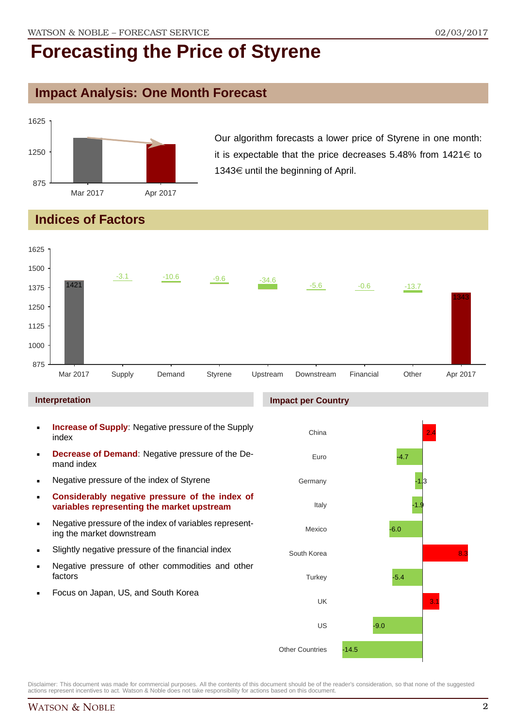# Forecasting the Price of Styrene

## Impact Analysis: One Month Forecast

Our algorithm forecasts a lower price of Styrene in one month: it is expectable that the price decreases 5.48% from 1421€ to 1343€ until the beginning of April.

## Indices of Factors

| | Mar 2017 | Supply | Demand | Styrene | Upstream | Downstream | Financial | Other | Apr 2017 |
|---|---|---|---|---|---|---|---|---|---|
| Value | 1421 | -3.1 | -10.6 | -9.6 | -34.6 | -5.6 | -0.6 | -13.7 | 1343 |

### Interpretation

- **Increase of Supply**: Negative pressure of the Supply index
- **Decrease of Demand**: Negative pressure of the Demand index
- Negative pressure of the index of Styrene
- **Considerably negative pressure of the index of variables representing the market upstream**
- Negative pressure of the index of variables representing the market downstream
- Slightly negative pressure of the financial index
- Negative pressure of other commodities and other factors
- Focus on Japan, US, and South Korea

### Impact per Country

| Country | Impact |
|---|---|
| China | 2.4 |
| Euro | -4.7 |
| Germany | -1.3 |
| Italy | -1.9 |
| Mexico | -6.0 |
| South Korea | 8.3 |
| Turkey | -5.4 |
| UK | 3.1 |
| US | -9.0 |
| Other Countries | -14.5 |

Disclaimer: This document was made for commercial purposes. All the contents of this document should be of the reader's consideration, so that none of the suggested actions represent incentives to act. Watson & Noble does not take responsibility for actions based on this document.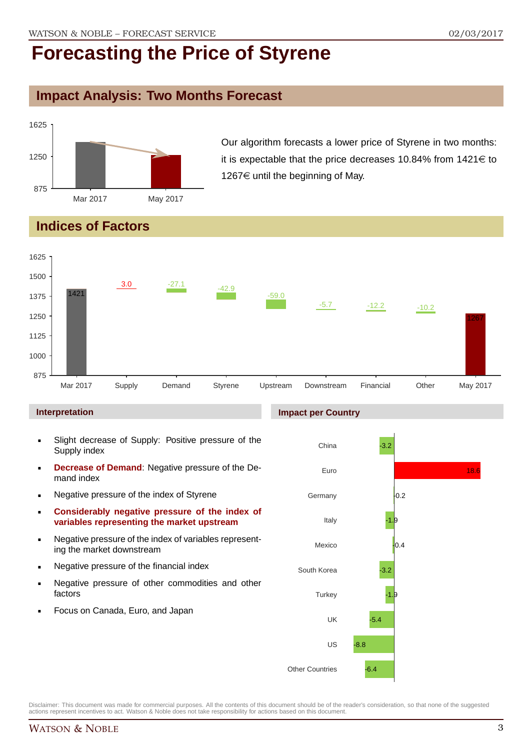# Forecasting the Price of Styrene

## Impact Analysis: Two Months Forecast

Our algorithm forecasts a lower price of Styrene in two months: it is expectable that the price decreases 10.84% from 1421€ to 1267€ until the beginning of May.

## Indices of Factors

| Factor | Value |
|---|---|
| Mar 2017 | 1421 |
| Supply | 3.0 |
| Demand | -27.1 |
| Styrene | -42.9 |
| Upstream | -59.0 |
| Downstream | -5.7 |
| Financial | -12.2 |
| Other | -10.2 |
| May 2017 | 1267 |

### Interpretation

- Slight decrease of Supply: Positive pressure of the Supply index
- **Decrease of Demand**: Negative pressure of the Demand index
- Negative pressure of the index of Styrene
- **Considerably negative pressure of the index of variables representing the market upstream**
- Negative pressure of the index of variables representing the market downstream
- Negative pressure of the financial index
- Negative pressure of other commodities and other factors
- Focus on Canada, Euro, and Japan

### Impact per Country

| Country | Impact |
|---|---|
| China | -3.2 |
| Euro | 18.6 |
| Germany | 0.2 |
| Italy | -1.9 |
| Mexico | -0.4 |
| South Korea | -3.2 |
| Turkey | -1.9 |
| UK | -5.4 |
| US | -8.8 |
| Other Countries | -6.4 |

Disclaimer: This document was made for commercial purposes. All the contents of this document should be of the reader's consideration, so that none of the suggested actions represent incentives to act. Watson & Noble does not take responsibility for actions based on this document.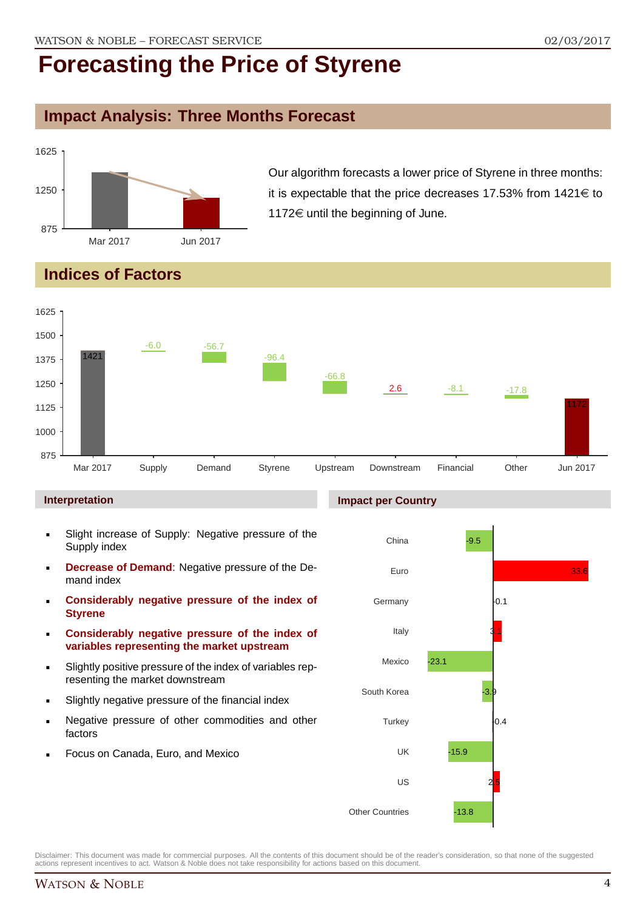# Forecasting the Price of Styrene

## Impact Analysis: Three Months Forecast

Our algorithm forecasts a lower price of Styrene in three months: it is expectable that the price decreases 17.53% from 1421€ to 1172€ until the beginning of June.

## Indices of Factors

| Factor | Value |
|---|---|
| Mar 2017 | 1421 |
| Supply | -6.0 |
| Demand | -56.7 |
| Styrene | -96.4 |
| Upstream | -66.8 |
| Downstream | 2.6 |
| Financial | -8.1 |
| Other | -17.8 |
| Jun 2017 | 1172 |

### Interpretation

- Slight increase of Supply: Negative pressure of the Supply index
- **Decrease of Demand**: Negative pressure of the Demand index
- **Considerably negative pressure of the index of Styrene**
- **Considerably negative pressure of the index of variables representing the market upstream**
- Slightly positive pressure of the index of variables representing the market downstream
- Slightly negative pressure of the financial index
- Negative pressure of other commodities and other factors
- Focus on Canada, Euro, and Mexico

### Impact per Country

| Country | Impact |
|---|---|
| China | -9.5 |
| Euro | 33.6 |
| Germany | 0.1 |
| Italy | 3.1 |
| Mexico | -23.1 |
| South Korea | -3.9 |
| Turkey | 0.4 |
| UK | -15.9 |
| US | 2.5 |
| Other Countries | -13.8 |

Disclaimer: This document was made for commercial purposes. All the contents of this document should be of the reader's consideration, so that none of the suggested actions represent incentives to act. Watson & Noble does not take responsibility for actions based on this document.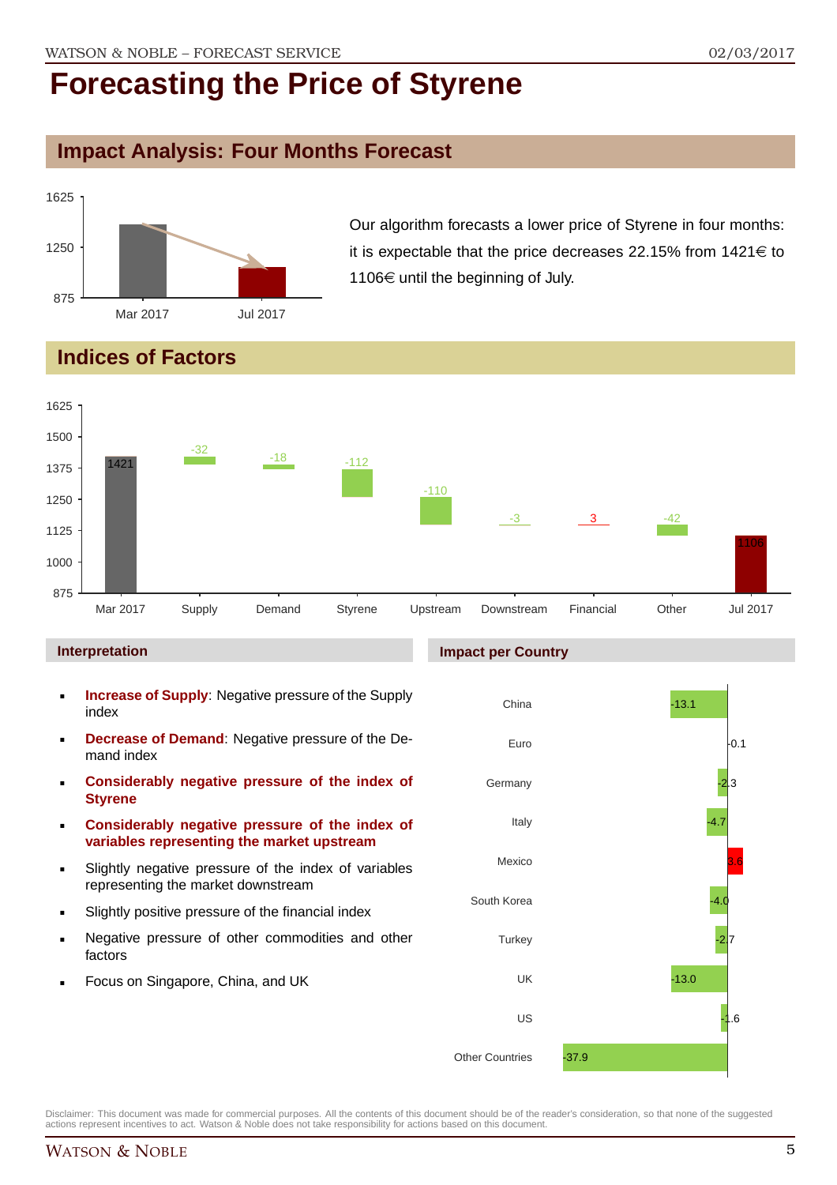# Forecasting the Price of Styrene

## Impact Analysis: Four Months Forecast

Our algorithm forecasts a lower price of Styrene in four months: it is expectable that the price decreases 22.15% from 1421€ to 1106€ until the beginning of July.

## Indices of Factors

| Mar 2017 | Supply | Demand | Styrene | Upstream | Downstream | Financial | Other | Jul 2017 |
|---|---|---|---|---|---|---|---|---|
| 1421 | -32 | -18 | -112 | -110 | -3 | 3 | -42 | 1106 |

### Interpretation

- **Increase of Supply**: Negative pressure of the Supply index
- **Decrease of Demand**: Negative pressure of the Demand index
- **Considerably negative pressure of the index of Styrene**
- **Considerably negative pressure of the index of variables representing the market upstream**
- Slightly negative pressure of the index of variables representing the market downstream
- Slightly positive pressure of the financial index
- Negative pressure of other commodities and other factors
- Focus on Singapore, China, and UK

### Impact per Country

| Country | Impact |
|---|---|
| China | -13.1 |
| Euro | -0.1 |
| Germany | -2.3 |
| Italy | -4.7 |
| Mexico | 3.6 |
| South Korea | -4.0 |
| Turkey | -2.7 |
| UK | -13.0 |
| US | -1.6 |
| Other Countries | -37.9 |

Disclaimer: This document was made for commercial purposes. All the contents of this document should be of the reader's consideration, so that none of the suggested actions represent incentives to act. Watson & Noble does not take responsibility for actions based on this document.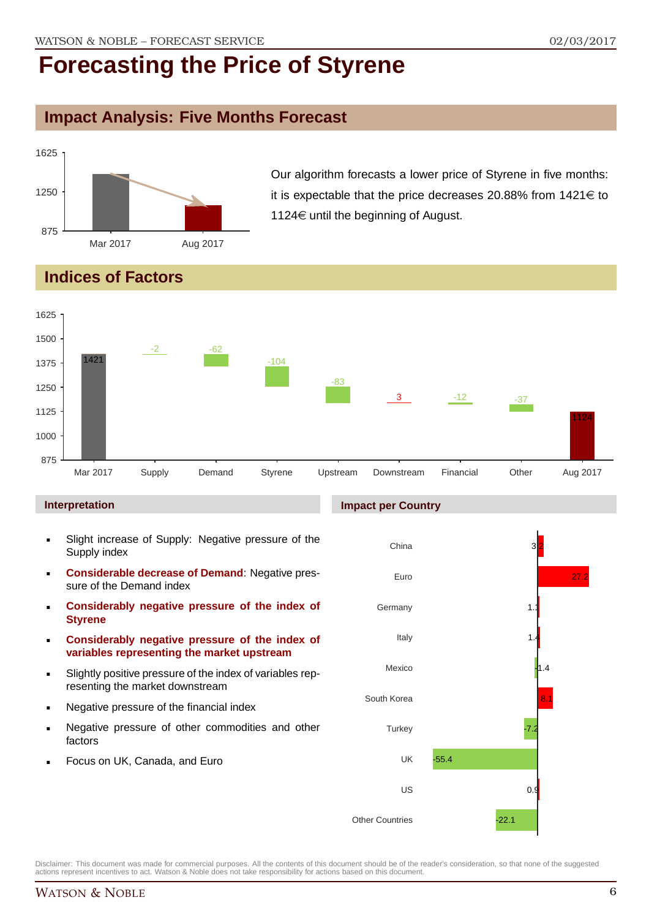# Forecasting the Price of Styrene

## Impact Analysis: Five Months Forecast

Our algorithm forecasts a lower price of Styrene in five months: it is expectable that the price decreases 20.88% from 1421€ to 1124€ until the beginning of August.

## Indices of Factors

### Interpretation

- Slight increase of Supply: Negative pressure of the Supply index
- **Considerable decrease of Demand**: Negative pressure of the Demand index
- **Considerably negative pressure of the index of Styrene**
- **Considerably negative pressure of the index of variables representing the market upstream**
- Slightly positive pressure of the index of variables representing the market downstream
- Negative pressure of the financial index
- Negative pressure of other commodities and other factors
- Focus on UK, Canada, and Euro

### Impact per Country

Disclaimer: This document was made for commercial purposes. All the contents of this document should be of the reader's consideration, so that none of the suggested actions represent incentives to act. Watson & Noble does not take responsibility for actions based on this document.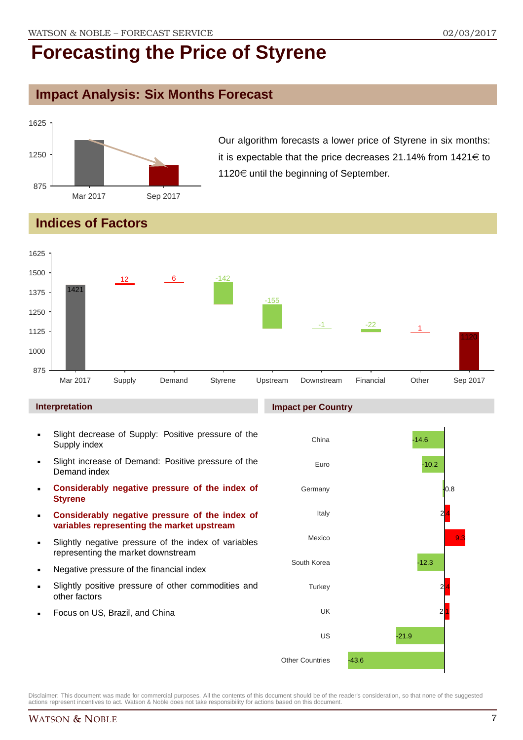# Forecasting the Price of Styrene

## Impact Analysis: Six Months Forecast

Our algorithm forecasts a lower price of Styrene in six months: it is expectable that the price decreases 21.14% from 1421€ to 1120€ until the beginning of September.

## Indices of Factors

| Factor | Value |
|---|---|
| Mar 2017 | 1421 |
| Supply | 12 |
| Demand | 6 |
| Styrene | -142 |
| Upstream | -155 |
| Downstream | -1 |
| Financial | -22 |
| Other | 1 |
| Sep 2017 | 1120 |

### Interpretation

- Slight decrease of Supply: Positive pressure of the Supply index
- Slight increase of Demand: Positive pressure of the Demand index
- **Considerably negative pressure of the index of Styrene**
- **Considerably negative pressure of the index of variables representing the market upstream**
- Slightly negative pressure of the index of variables representing the market downstream
- Negative pressure of the financial index
- Slightly positive pressure of other commodities and other factors
- Focus on US, Brazil, and China

### Impact per Country

| Country | Impact |
|---|---|
| China | -14.6 |
| Euro | -10.2 |
| Germany | -0.8 |
| Italy | 2.4 |
| Mexico | 9.3 |
| South Korea | -12.3 |
| Turkey | 2.4 |
| UK | 2.1 |
| US | -21.9 |
| Other Countries | -43.6 |

Disclaimer: This document was made for commercial purposes. All the contents of this document should be of the reader's consideration, so that none of the suggested actions represent incentives to act. Watson & Noble does not take responsibility for actions based on this document.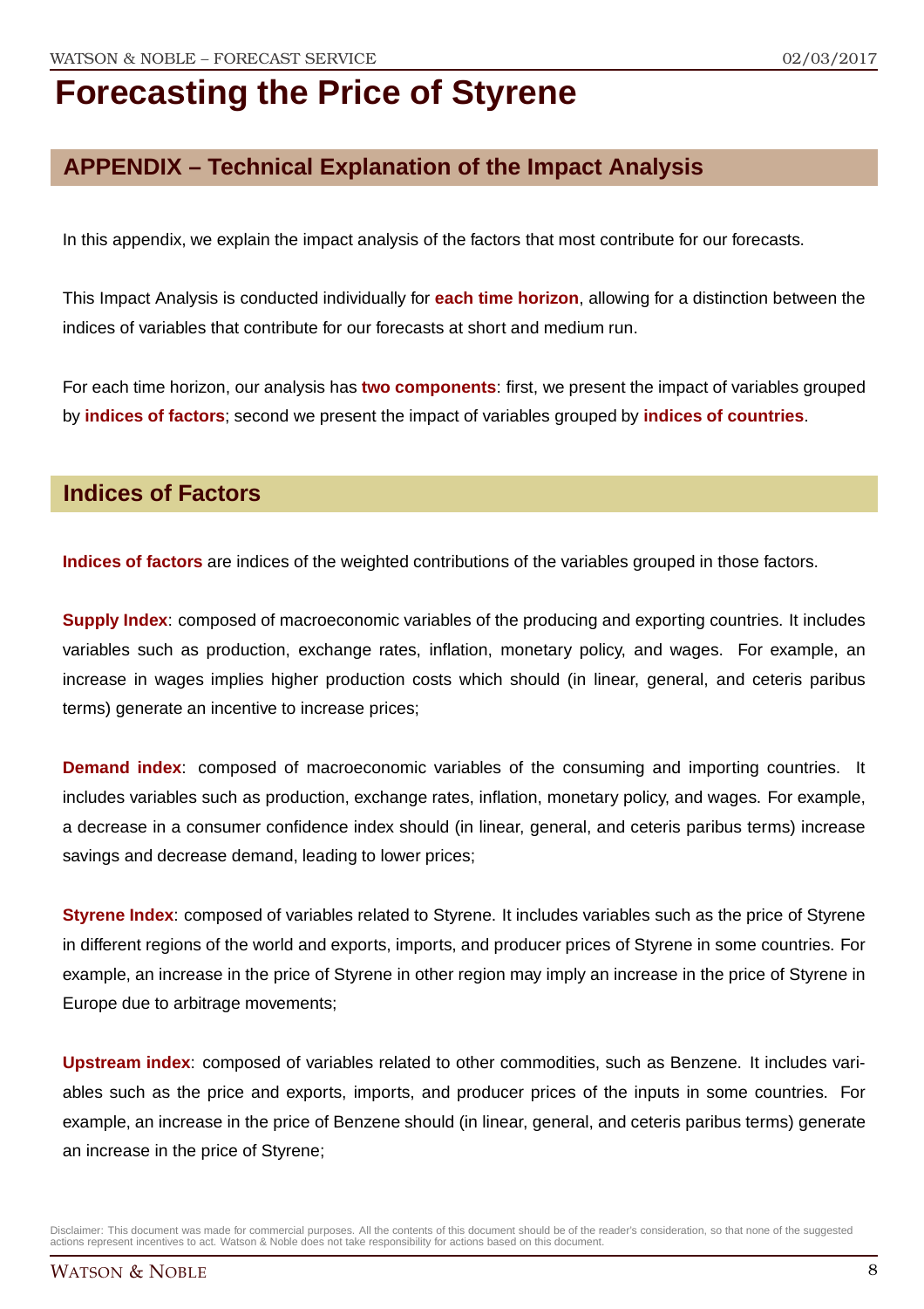# Forecasting the Price of Styrene

## APPENDIX – Technical Explanation of the Impact Analysis

In this appendix, we explain the impact analysis of the factors that most contribute for our forecasts.

This Impact Analysis is conducted individually for **each time horizon**, allowing for a distinction between the indices of variables that contribute for our forecasts at short and medium run.

For each time horizon, our analysis has **two components**: first, we present the impact of variables grouped by **indices of factors**; second we present the impact of variables grouped by **indices of countries**.

## Indices of Factors

**Indices of factors** are indices of the weighted contributions of the variables grouped in those factors.

**Supply Index**: composed of macroeconomic variables of the producing and exporting countries. It includes variables such as production, exchange rates, inflation, monetary policy, and wages. For example, an increase in wages implies higher production costs which should (in linear, general, and ceteris paribus terms) generate an incentive to increase prices;

**Demand index**: composed of macroeconomic variables of the consuming and importing countries. It includes variables such as production, exchange rates, inflation, monetary policy, and wages. For example, a decrease in a consumer confidence index should (in linear, general, and ceteris paribus terms) increase savings and decrease demand, leading to lower prices;

**Styrene Index**: composed of variables related to Styrene. It includes variables such as the price of Styrene in different regions of the world and exports, imports, and producer prices of Styrene in some countries. For example, an increase in the price of Styrene in other region may imply an increase in the price of Styrene in Europe due to arbitrage movements;

**Upstream index**: composed of variables related to other commodities, such as Benzene. It includes variables such as the price and exports, imports, and producer prices of the inputs in some countries. For example, an increase in the price of Benzene should (in linear, general, and ceteris paribus terms) generate an increase in the price of Styrene;

Disclaimer: This document was made for commercial purposes. All the contents of this document should be of the reader's consideration, so that none of the suggested actions represent incentives to act. Watson & Noble does not take responsibility for actions based on this document.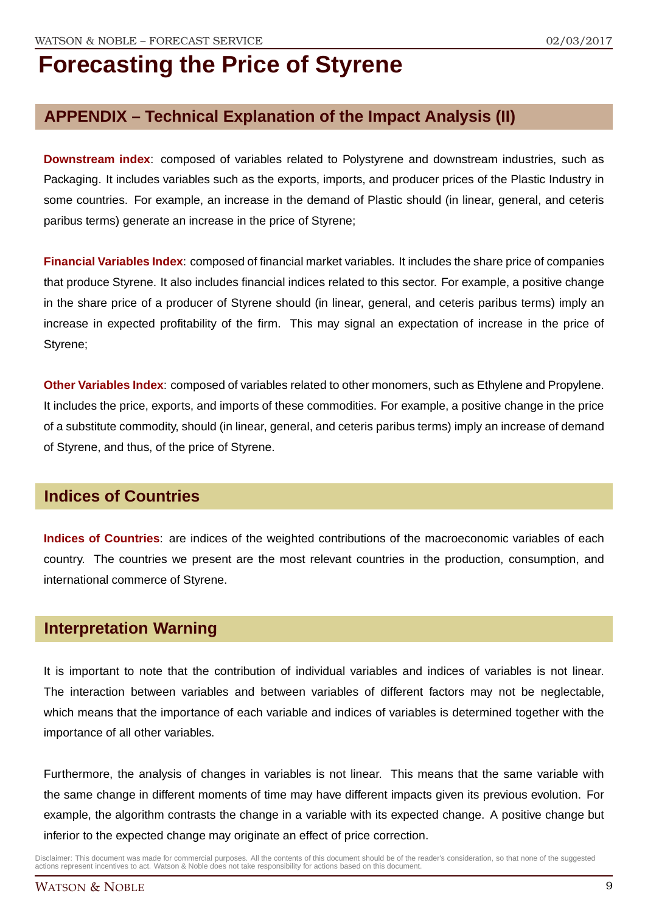# Forecasting the Price of Styrene

## APPENDIX – Technical Explanation of the Impact Analysis (II)

**Downstream index**: composed of variables related to Polystyrene and downstream industries, such as Packaging. It includes variables such as the exports, imports, and producer prices of the Plastic Industry in some countries. For example, an increase in the demand of Plastic should (in linear, general, and ceteris paribus terms) generate an increase in the price of Styrene;

**Financial Variables Index**: composed of financial market variables. It includes the share price of companies that produce Styrene. It also includes financial indices related to this sector. For example, a positive change in the share price of a producer of Styrene should (in linear, general, and ceteris paribus terms) imply an increase in expected profitability of the firm. This may signal an expectation of increase in the price of Styrene;

**Other Variables Index**: composed of variables related to other monomers, such as Ethylene and Propylene. It includes the price, exports, and imports of these commodities. For example, a positive change in the price of a substitute commodity, should (in linear, general, and ceteris paribus terms) imply an increase of demand of Styrene, and thus, of the price of Styrene.

## Indices of Countries

**Indices of Countries**: are indices of the weighted contributions of the macroeconomic variables of each country. The countries we present are the most relevant countries in the production, consumption, and international commerce of Styrene.

## Interpretation Warning

It is important to note that the contribution of individual variables and indices of variables is not linear. The interaction between variables and between variables of different factors may not be neglectable, which means that the importance of each variable and indices of variables is determined together with the importance of all other variables.

Furthermore, the analysis of changes in variables is not linear. This means that the same variable with the same change in different moments of time may have different impacts given its previous evolution. For example, the algorithm contrasts the change in a variable with its expected change. A positive change but inferior to the expected change may originate an effect of price correction.

Disclaimer: This document was made for commercial purposes. All the contents of this document should be of the reader's consideration, so that none of the suggested actions represent incentives to act. Watson & Noble does not take responsibility for actions based on this document.